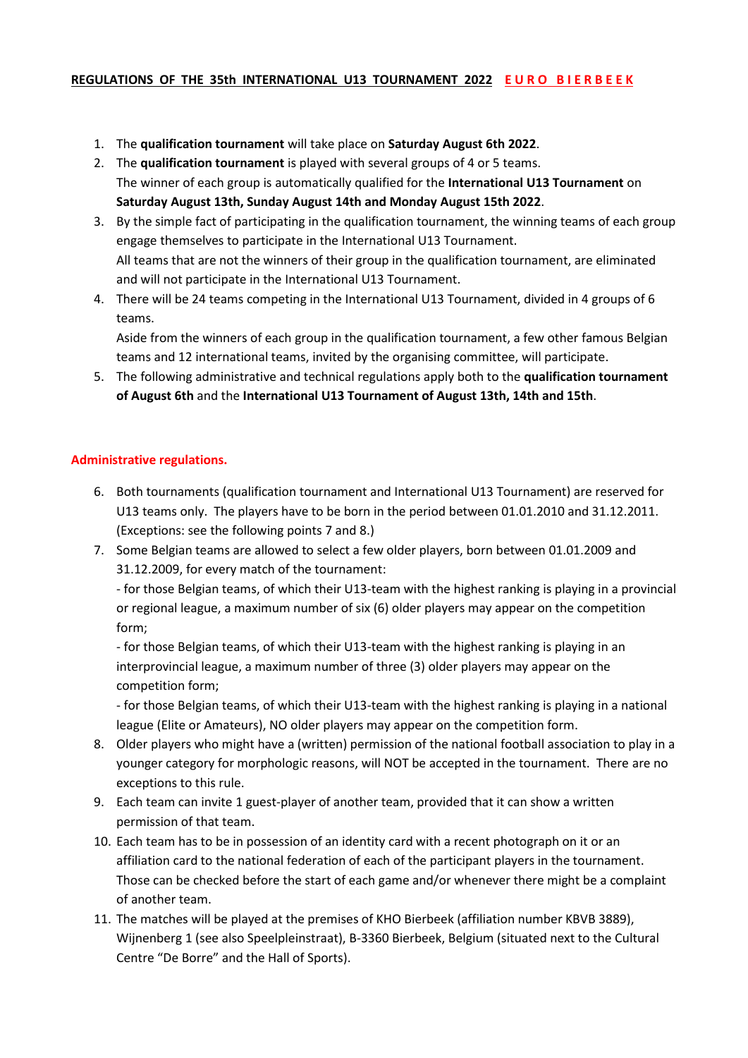**REGULATIONS OF THE 35th INTERNATIONAL U13 TOURNAMENT 2022 E U R O B I E R B E E K**

1. The **qualification tournament** will take place on **Saturday August 6th 2022**.
2. The **qualification tournament** is played with several groups of 4 or 5 teams.
   The winner of each group is automatically qualified for the **International U13 Tournament** on **Saturday August 13th, Sunday August 14th and Monday August 15th 2022**.
3. By the simple fact of participating in the qualification tournament, the winning teams of each group engage themselves to participate in the International U13 Tournament.
   All teams that are not the winners of their group in the qualification tournament, are eliminated and will not participate in the International U13 Tournament.
4. There will be 24 teams competing in the International U13 Tournament, divided in 4 groups of 6 teams.
   Aside from the winners of each group in the qualification tournament, a few other famous Belgian teams and 12 international teams, invited by the organising committee, will participate.
5. The following administrative and technical regulations apply both to the **qualification tournament of August 6th** and the **International U13 Tournament of August 13th, 14th and 15th**.

## Administrative regulations.

6. Both tournaments (qualification tournament and International U13 Tournament) are reserved for U13 teams only. The players have to be born in the period between 01.01.2010 and 31.12.2011. (Exceptions: see the following points 7 and 8.)
7. Some Belgian teams are allowed to select a few older players, born between 01.01.2009 and 31.12.2009, for every match of the tournament:
   - for those Belgian teams, of which their U13-team with the highest ranking is playing in a provincial or regional league, a maximum number of six (6) older players may appear on the competition form;
   - for those Belgian teams, of which their U13-team with the highest ranking is playing in an interprovincial league, a maximum number of three (3) older players may appear on the competition form;
   - for those Belgian teams, of which their U13-team with the highest ranking is playing in a national league (Elite or Amateurs), NO older players may appear on the competition form.
8. Older players who might have a (written) permission of the national football association to play in a younger category for morphologic reasons, will NOT be accepted in the tournament. There are no exceptions to this rule.
9. Each team can invite 1 guest-player of another team, provided that it can show a written permission of that team.
10. Each team has to be in possession of an identity card with a recent photograph on it or an affiliation card to the national federation of each of the participant players in the tournament. Those can be checked before the start of each game and/or whenever there might be a complaint of another team.
11. The matches will be played at the premises of KHO Bierbeek (affiliation number KBVB 3889), Wijnenberg 1 (see also Speelpleinstraat), B-3360 Bierbeek, Belgium (situated next to the Cultural Centre "De Borre" and the Hall of Sports).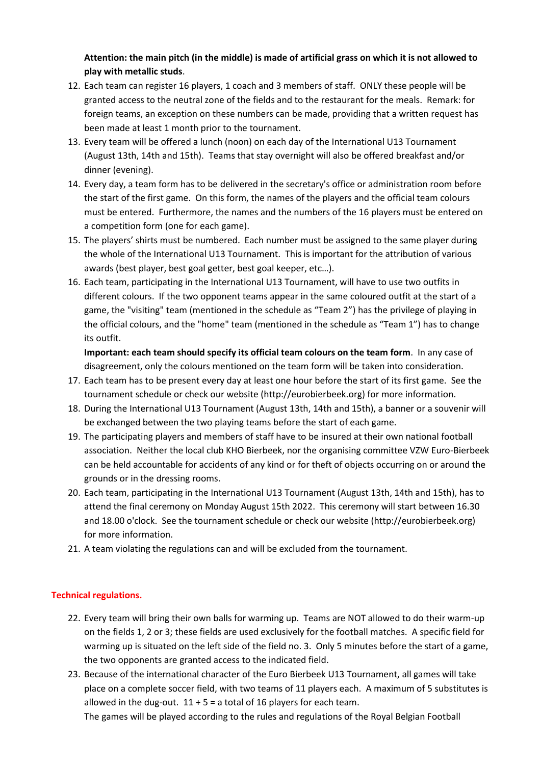**Attention: the main pitch (in the middle) is made of artificial grass on which it is not allowed to play with metallic studs**.

12. Each team can register 16 players, 1 coach and 3 members of staff. ONLY these people will be granted access to the neutral zone of the fields and to the restaurant for the meals. Remark: for foreign teams, an exception on these numbers can be made, providing that a written request has been made at least 1 month prior to the tournament.
13. Every team will be offered a lunch (noon) on each day of the International U13 Tournament (August 13th, 14th and 15th). Teams that stay overnight will also be offered breakfast and/or dinner (evening).
14. Every day, a team form has to be delivered in the secretary's office or administration room before the start of the first game. On this form, the names of the players and the official team colours must be entered. Furthermore, the names and the numbers of the 16 players must be entered on a competition form (one for each game).
15. The players' shirts must be numbered. Each number must be assigned to the same player during the whole of the International U13 Tournament. This is important for the attribution of various awards (best player, best goal getter, best goal keeper, etc…).
16. Each team, participating in the International U13 Tournament, will have to use two outfits in different colours. If the two opponent teams appear in the same coloured outfit at the start of a game, the "visiting" team (mentioned in the schedule as "Team 2") has the privilege of playing in the official colours, and the "home" team (mentioned in the schedule as "Team 1") has to change its outfit.

    **Important: each team should specify its official team colours on the team form**. In any case of disagreement, only the colours mentioned on the team form will be taken into consideration.
17. Each team has to be present every day at least one hour before the start of its first game. See the tournament schedule or check our website (http://eurobierbeek.org) for more information.
18. During the International U13 Tournament (August 13th, 14th and 15th), a banner or a souvenir will be exchanged between the two playing teams before the start of each game.
19. The participating players and members of staff have to be insured at their own national football association. Neither the local club KHO Bierbeek, nor the organising committee VZW Euro-Bierbeek can be held accountable for accidents of any kind or for theft of objects occurring on or around the grounds or in the dressing rooms.
20. Each team, participating in the International U13 Tournament (August 13th, 14th and 15th), has to attend the final ceremony on Monday August 15th 2022. This ceremony will start between 16.30 and 18.00 o'clock. See the tournament schedule or check our website (http://eurobierbeek.org) for more information.
21. A team violating the regulations can and will be excluded from the tournament.

## Technical regulations.

22. Every team will bring their own balls for warming up. Teams are NOT allowed to do their warm-up on the fields 1, 2 or 3; these fields are used exclusively for the football matches. A specific field for warming up is situated on the left side of the field no. 3. Only 5 minutes before the start of a game, the two opponents are granted access to the indicated field.
23. Because of the international character of the Euro Bierbeek U13 Tournament, all games will take place on a complete soccer field, with two teams of 11 players each. A maximum of 5 substitutes is allowed in the dug-out. 11 + 5 = a total of 16 players for each team.

    The games will be played according to the rules and regulations of the Royal Belgian Football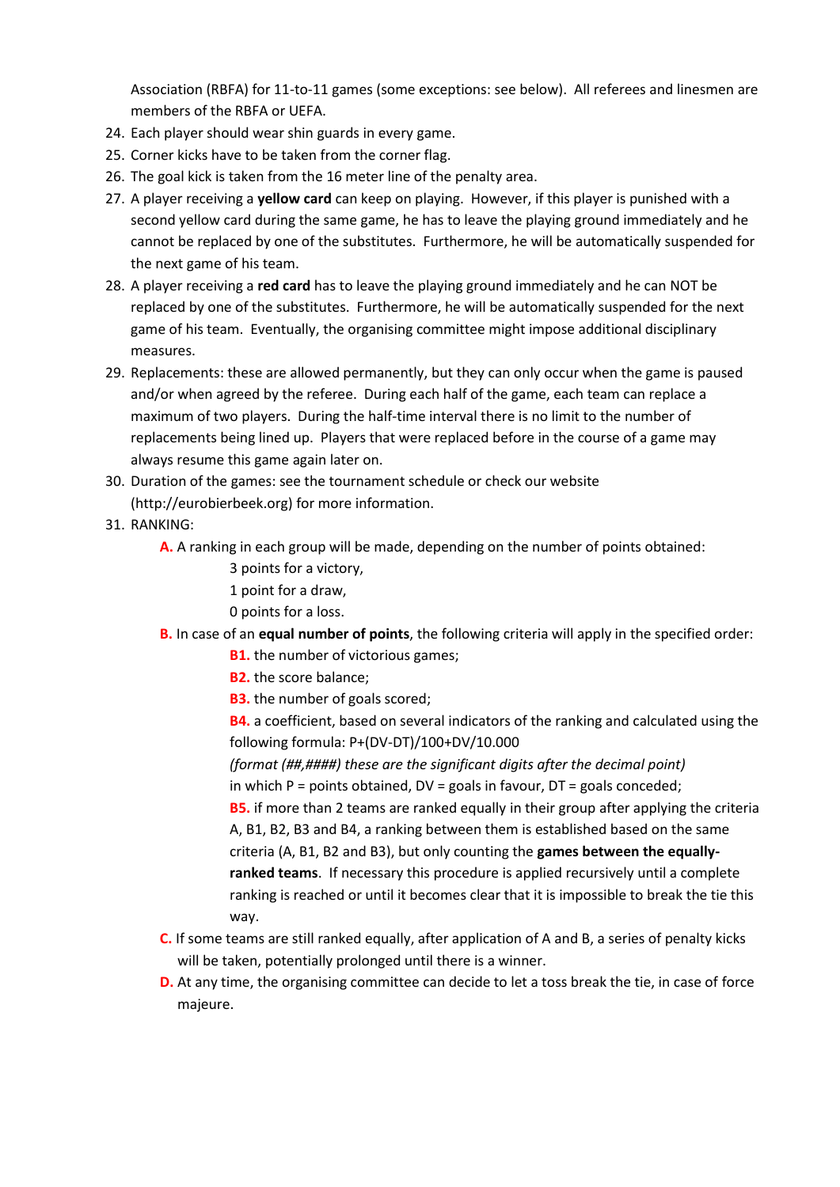Association (RBFA) for 11-to-11 games (some exceptions: see below). All referees and linesmen are members of the RBFA or UEFA.

24. Each player should wear shin guards in every game.
25. Corner kicks have to be taken from the corner flag.
26. The goal kick is taken from the 16 meter line of the penalty area.
27. A player receiving a **yellow card** can keep on playing. However, if this player is punished with a second yellow card during the same game, he has to leave the playing ground immediately and he cannot be replaced by one of the substitutes. Furthermore, he will be automatically suspended for the next game of his team.
28. A player receiving a **red card** has to leave the playing ground immediately and he can NOT be replaced by one of the substitutes. Furthermore, he will be automatically suspended for the next game of his team. Eventually, the organising committee might impose additional disciplinary measures.
29. Replacements: these are allowed permanently, but they can only occur when the game is paused and/or when agreed by the referee. During each half of the game, each team can replace a maximum of two players. During the half-time interval there is no limit to the number of replacements being lined up. Players that were replaced before in the course of a game may always resume this game again later on.
30. Duration of the games: see the tournament schedule or check our website (http://eurobierbeek.org) for more information.
31. RANKING:

    **A.** A ranking in each group will be made, depending on the number of points obtained:

    3 points for a victory,
    1 point for a draw,
    0 points for a loss.

    **B.** In case of an **equal number of points**, the following criteria will apply in the specified order:

    **B1.** the number of victorious games;
    **B2.** the score balance;
    **B3.** the number of goals scored;
    **B4.** a coefficient, based on several indicators of the ranking and calculated using the following formula: P+(DV-DT)/100+DV/10.000
    *(format (##,####) these are the significant digits after the decimal point)*
    in which P = points obtained, DV = goals in favour, DT = goals conceded;
    **B5.** if more than 2 teams are ranked equally in their group after applying the criteria A, B1, B2, B3 and B4, a ranking between them is established based on the same criteria (A, B1, B2 and B3), but only counting the **games between the equally-ranked teams**. If necessary this procedure is applied recursively until a complete ranking is reached or until it becomes clear that it is impossible to break the tie this way.

    **C.** If some teams are still ranked equally, after application of A and B, a series of penalty kicks will be taken, potentially prolonged until there is a winner.

    **D.** At any time, the organising committee can decide to let a toss break the tie, in case of force majeure.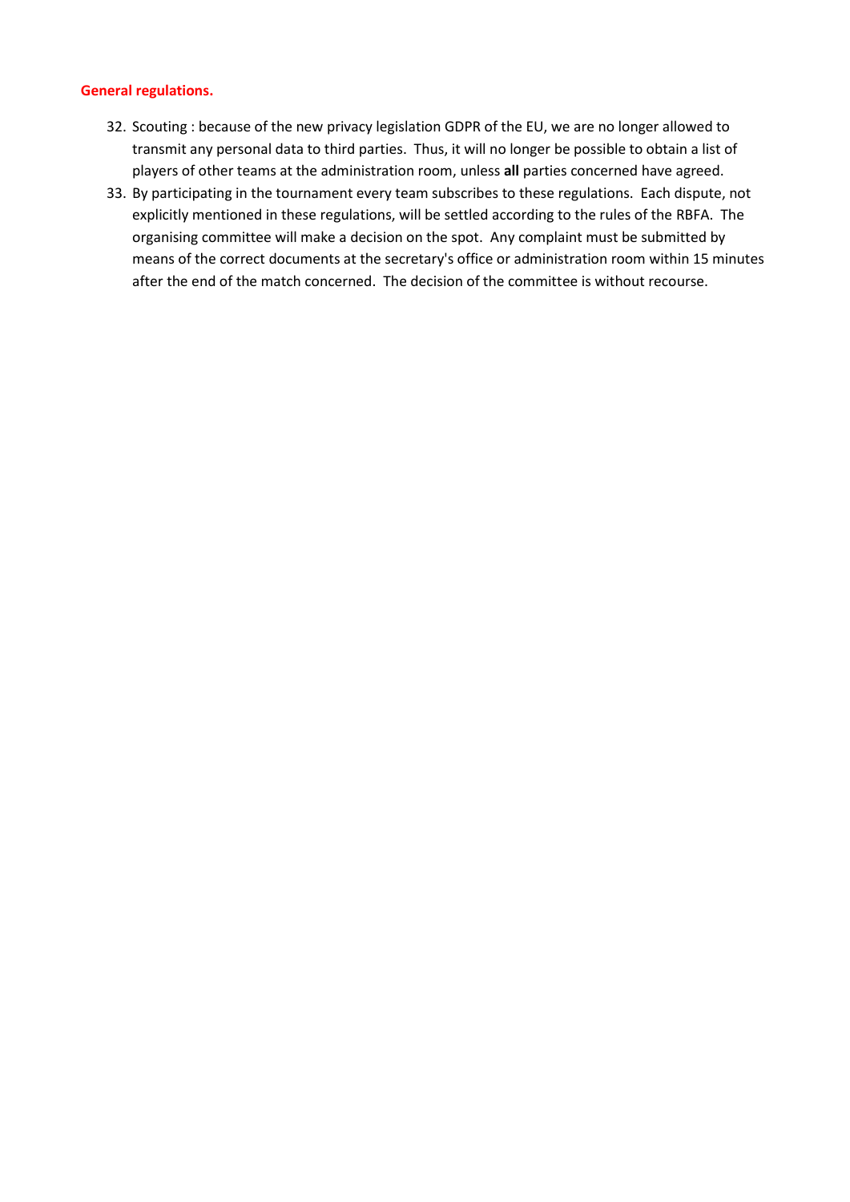**General regulations.**

32. Scouting : because of the new privacy legislation GDPR of the EU, we are no longer allowed to transmit any personal data to third parties. Thus, it will no longer be possible to obtain a list of players of other teams at the administration room, unless **all** parties concerned have agreed.
33. By participating in the tournament every team subscribes to these regulations. Each dispute, not explicitly mentioned in these regulations, will be settled according to the rules of the RBFA. The organising committee will make a decision on the spot. Any complaint must be submitted by means of the correct documents at the secretary's office or administration room within 15 minutes after the end of the match concerned. The decision of the committee is without recourse.